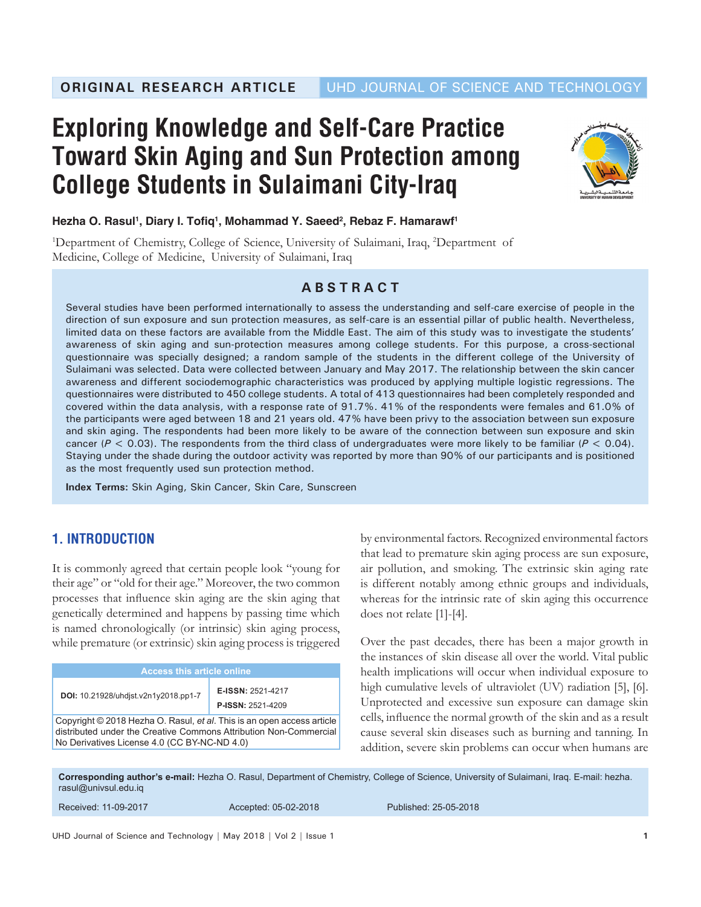ORIGINAL RESEARCH ARTICLE | UHD JOURNAL OF SCIENCE AND TECHNOLOGY

# Exploring Knowledge and Self-Care Practice Toward Skin Aging and Sun Protection among College Students in Sulaimani City-Iraq

**Hezha O. Rasul[1], Diary I. Tofiq[1], Mohammad Y. Saeed[2], Rebaz F. Hamarawf[1]**

[1]Department of Chemistry, College of Science, University of Sulaimani, Iraq, [2]Department of Medicine, College of Medicine, University of Sulaimani, Iraq

## ABSTRACT

Several studies have been performed internationally to assess the understanding and self-care exercise of people in the direction of sun exposure and sun protection measures, as self-care is an essential pillar of public health. Nevertheless, limited data on these factors are available from the Middle East. The aim of this study was to investigate the students' awareness of skin aging and sun-protection measures among college students. For this purpose, a cross-sectional questionnaire was specially designed; a random sample of the students in the different college of the University of Sulaimani was selected. Data were collected between January and May 2017. The relationship between the skin cancer awareness and different sociodemographic characteristics was produced by applying multiple logistic regressions. The questionnaires were distributed to 450 college students. A total of 413 questionnaires had been completely responded and covered within the data analysis, with a response rate of 91.7%. 41% of the respondents were females and 61.0% of the participants were aged between 18 and 21 years old. 47% have been privy to the association between sun exposure and skin aging. The respondents had been more likely to be aware of the connection between sun exposure and skin cancer ($P < 0.03$). The respondents from the third class of undergraduates were more likely to be familiar ($P < 0.04$). Staying under the shade during the outdoor activity was reported by more than 90% of our participants and is positioned as the most frequently used sun protection method.

**Index Terms:** Skin Aging, Skin Cancer, Skin Care, Sunscreen

## 1. INTRODUCTION

It is commonly agreed that certain people look "young for their age" or "old for their age." Moreover, the two common processes that influence skin aging are the skin aging that genetically determined and happens by passing time which is named chronologically (or intrinsic) skin aging process, while premature (or extrinsic) skin aging process is triggered by environmental factors. Recognized environmental factors that lead to premature skin aging process are sun exposure, air pollution, and smoking. The extrinsic skin aging rate is different notably among ethnic groups and individuals, whereas for the intrinsic rate of skin aging this occurrence does not relate [1]-[4].

Over the past decades, there has been a major growth in the instances of skin disease all over the world. Vital public health implications will occur when individual exposure to high cumulative levels of ultraviolet (UV) radiation [5], [6]. Unprotected and excessive sun exposure can damage skin cells, influence the normal growth of the skin and as a result cause several skin diseases such as burning and tanning. In addition, severe skin problems can occur when humans are

| Access this article online | |
|---|---|
| **DOI:** 10.21928/uhdjst.v2n1y2018.pp1-7 | **E-ISSN:** 2521-4217<br>**P-ISSN:** 2521-4209 |

Copyright © 2018 Hezha O. Rasul, *et al*. This is an open access article distributed under the Creative Commons Attribution Non-Commercial No Derivatives License 4.0 (CC BY-NC-ND 4.0)

**Corresponding author's e-mail:** Hezha O. Rasul, Department of Chemistry, College of Science, University of Sulaimani, Iraq. E-mail: hezha.rasul@univsul.edu.iq

Received: 11-09-2017 Accepted: 05-02-2018 Published: 25-05-2018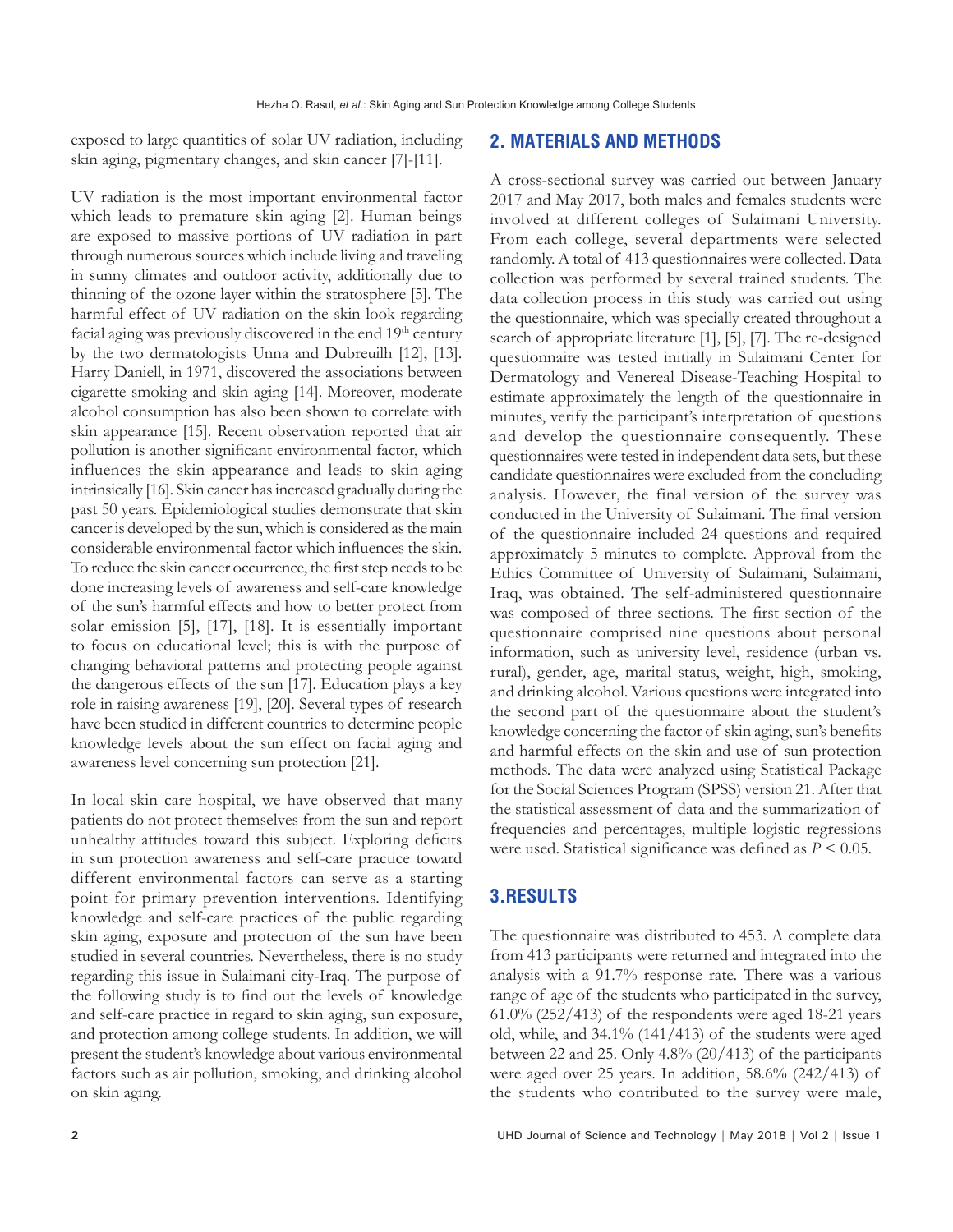exposed to large quantities of solar UV radiation, including skin aging, pigmentary changes, and skin cancer [7]-[11].

UV radiation is the most important environmental factor which leads to premature skin aging [2]. Human beings are exposed to massive portions of UV radiation in part through numerous sources which include living and traveling in sunny climates and outdoor activity, additionally due to thinning of the ozone layer within the stratosphere [5]. The harmful effect of UV radiation on the skin look regarding facial aging was previously discovered in the end 19th century by the two dermatologists Unna and Dubreuilh [12], [13]. Harry Daniell, in 1971, discovered the associations between cigarette smoking and skin aging [14]. Moreover, moderate alcohol consumption has also been shown to correlate with skin appearance [15]. Recent observation reported that air pollution is another significant environmental factor, which influences the skin appearance and leads to skin aging intrinsically [16]. Skin cancer has increased gradually during the past 50 years. Epidemiological studies demonstrate that skin cancer is developed by the sun, which is considered as the main considerable environmental factor which influences the skin. To reduce the skin cancer occurrence, the first step needs to be done increasing levels of awareness and self-care knowledge of the sun's harmful effects and how to better protect from solar emission [5], [17], [18]. It is essentially important to focus on educational level; this is with the purpose of changing behavioral patterns and protecting people against the dangerous effects of the sun [17]. Education plays a key role in raising awareness [19], [20]. Several types of research have been studied in different countries to determine people knowledge levels about the sun effect on facial aging and awareness level concerning sun protection [21].

In local skin care hospital, we have observed that many patients do not protect themselves from the sun and report unhealthy attitudes toward this subject. Exploring deficits in sun protection awareness and self-care practice toward different environmental factors can serve as a starting point for primary prevention interventions. Identifying knowledge and self-care practices of the public regarding skin aging, exposure and protection of the sun have been studied in several countries. Nevertheless, there is no study regarding this issue in Sulaimani city-Iraq. The purpose of the following study is to find out the levels of knowledge and self-care practice in regard to skin aging, sun exposure, and protection among college students. In addition, we will present the student's knowledge about various environmental factors such as air pollution, smoking, and drinking alcohol on skin aging.

## 2. MATERIALS AND METHODS

A cross-sectional survey was carried out between January 2017 and May 2017, both males and females students were involved at different colleges of Sulaimani University. From each college, several departments were selected randomly. A total of 413 questionnaires were collected. Data collection was performed by several trained students. The data collection process in this study was carried out using the questionnaire, which was specially created throughout a search of appropriate literature [1], [5], [7]. The re-designed questionnaire was tested initially in Sulaimani Center for Dermatology and Venereal Disease-Teaching Hospital to estimate approximately the length of the questionnaire in minutes, verify the participant's interpretation of questions and develop the questionnaire consequently. These questionnaires were tested in independent data sets, but these candidate questionnaires were excluded from the concluding analysis. However, the final version of the survey was conducted in the University of Sulaimani. The final version of the questionnaire included 24 questions and required approximately 5 minutes to complete. Approval from the Ethics Committee of University of Sulaimani, Sulaimani, Iraq, was obtained. The self-administered questionnaire was composed of three sections. The first section of the questionnaire comprised nine questions about personal information, such as university level, residence (urban vs. rural), gender, age, marital status, weight, high, smoking, and drinking alcohol. Various questions were integrated into the second part of the questionnaire about the student's knowledge concerning the factor of skin aging, sun's benefits and harmful effects on the skin and use of sun protection methods. The data were analyzed using Statistical Package for the Social Sciences Program (SPSS) version 21. After that the statistical assessment of data and the summarization of frequencies and percentages, multiple logistic regressions were used. Statistical significance was defined as $P < 0.05$.

## 3.RESULTS

The questionnaire was distributed to 453. A complete data from 413 participants were returned and integrated into the analysis with a 91.7% response rate. There was a various range of age of the students who participated in the survey, 61.0% (252/413) of the respondents were aged 18-21 years old, while, and 34.1% (141/413) of the students were aged between 22 and 25. Only 4.8% (20/413) of the participants were aged over 25 years. In addition, 58.6% (242/413) of the students who contributed to the survey were male,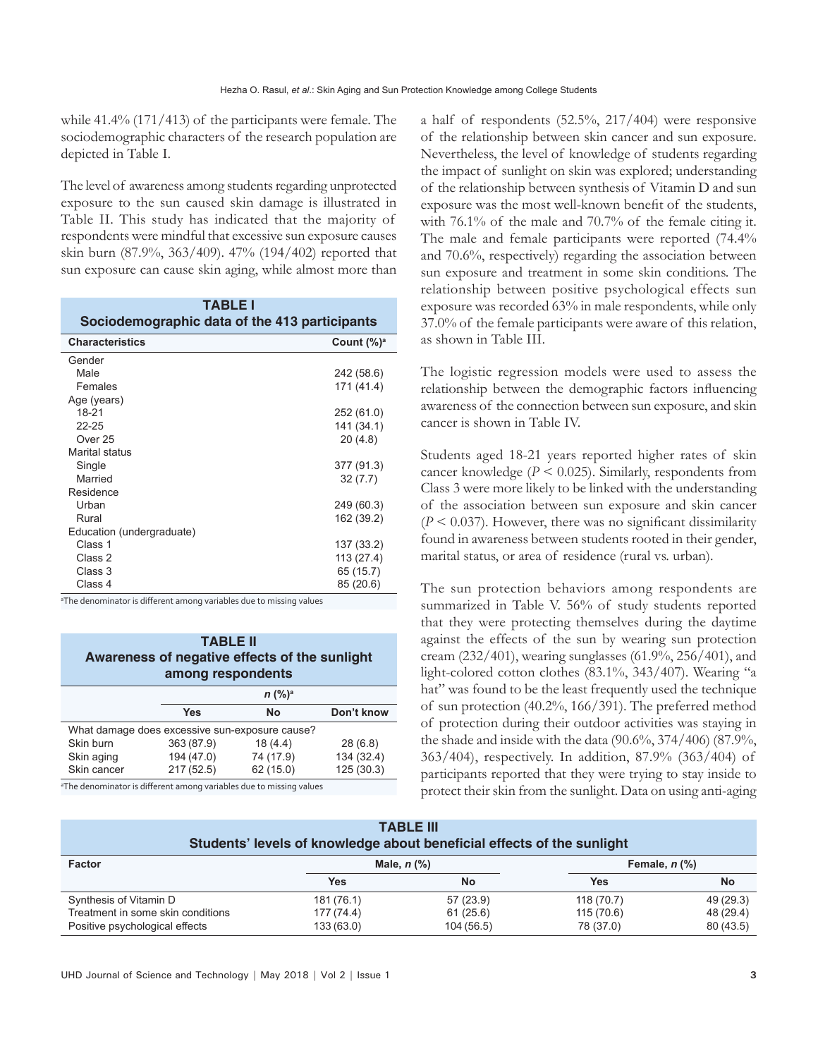while 41.4% (171/413) of the participants were female. The sociodemographic characters of the research population are depicted in Table I.

The level of awareness among students regarding unprotected exposure to the sun caused skin damage is illustrated in Table II. This study has indicated that the majority of respondents were mindful that excessive sun exposure causes skin burn (87.9%, 363/409). 47% (194/402) reported that sun exposure can cause skin aging, while almost more than a half of respondents (52.5%, 217/404) were responsive of the relationship between skin cancer and sun exposure. Nevertheless, the level of knowledge of students regarding the impact of sunlight on skin was explored; understanding of the relationship between synthesis of Vitamin D and sun exposure was the most well-known benefit of the students, with 76.1% of the male and 70.7% of the female citing it. The male and female participants were reported (74.4% and 70.6%, respectively) regarding the association between sun exposure and treatment in some skin conditions. The relationship between positive psychological effects sun exposure was recorded 63% in male respondents, while only 37.0% of the female participants were aware of this relation, as shown in Table III.

**TABLE I**
**Sociodemographic data of the 413 participants**

| Characteristics | Count (%)[a] |
|---|---|
| Gender | |
| Male | 242 (58.6) |
| Females | 171 (41.4) |
| Age (years) | |
| 18-21 | 252 (61.0) |
| 22-25 | 141 (34.1) |
| Over 25 | 20 (4.8) |
| Marital status | |
| Single | 377 (91.3) |
| Married | 32 (7.7) |
| Residence | |
| Urban | 249 (60.3) |
| Rural | 162 (39.2) |
| Education (undergraduate) | |
| Class 1 | 137 (33.2) |
| Class 2 | 113 (27.4) |
| Class 3 | 65 (15.7) |
| Class 4 | 85 (20.6) |

[a]The denominator is different among variables due to missing values

**TABLE II**
**Awareness of negative effects of the sunlight among respondents**

| | n (%)[a] | | |
|---|---|---|---|
| | Yes | No | Don't know |
| What damage does excessive sun-exposure cause? | | | |
| Skin burn | 363 (87.9) | 18 (4.4) | 28 (6.8) |
| Skin aging | 194 (47.0) | 74 (17.9) | 134 (32.4) |
| Skin cancer | 217 (52.5) | 62 (15.0) | 125 (30.3) |

[a]The denominator is different among variables due to missing values

The logistic regression models were used to assess the relationship between the demographic factors influencing awareness of the connection between sun exposure, and skin cancer is shown in Table IV.

Students aged 18-21 years reported higher rates of skin cancer knowledge ($P < 0.025$). Similarly, respondents from Class 3 were more likely to be linked with the understanding of the association between sun exposure and skin cancer ($P < 0.037$). However, there was no significant dissimilarity found in awareness between students rooted in their gender, marital status, or area of residence (rural vs. urban).

The sun protection behaviors among respondents are summarized in Table V. 56% of study students reported that they were protecting themselves during the daytime against the effects of the sun by wearing sun protection cream (232/401), wearing sunglasses (61.9%, 256/401), and light-colored cotton clothes (83.1%, 343/407). Wearing "a hat" was found to be the least frequently used the technique of sun protection (40.2%, 166/391). The preferred method of protection during their outdoor activities was staying in the shade and inside with the data (90.6%, 374/406) (87.9%, 363/404), respectively. In addition, 87.9% (363/404) of participants reported that they were trying to stay inside to protect their skin from the sunlight. Data on using anti-aging

**TABLE III**
**Students' levels of knowledge about beneficial effects of the sunlight**

| Factor | Male, n (%) | | Female, n (%) | |
|---|---|---|---|---|
| | Yes | No | Yes | No |
| Synthesis of Vitamin D | 181 (76.1) | 57 (23.9) | 118 (70.7) | 49 (29.3) |
| Treatment in some skin conditions | 177 (74.4) | 61 (25.6) | 115 (70.6) | 48 (29.4) |
| Positive psychological effects | 133 (63.0) | 104 (56.5) | 78 (37.0) | 80 (43.5) |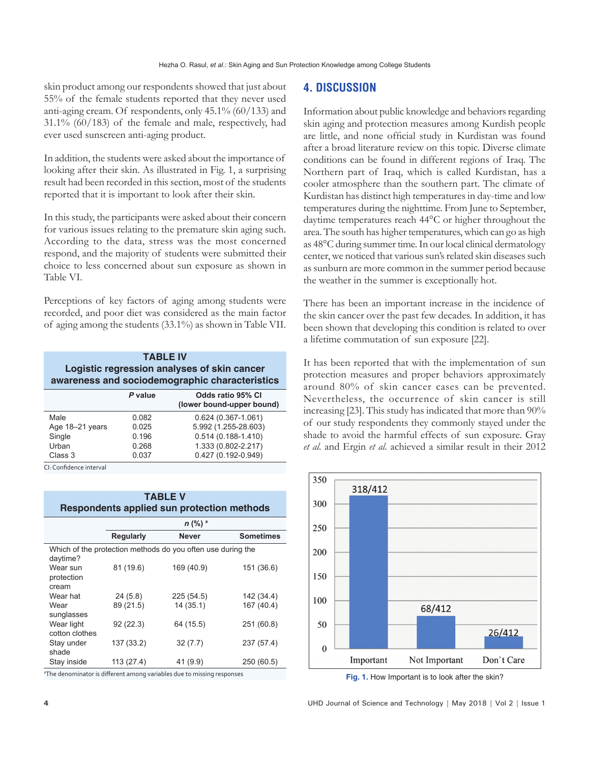skin product among our respondents showed that just about 55% of the female students reported that they never used anti-aging cream. Of respondents, only 45.1% (60/133) and 31.1% (60/183) of the female and male, respectively, had ever used sunscreen anti-aging product.

In addition, the students were asked about the importance of looking after their skin. As illustrated in Fig. 1, a surprising result had been recorded in this section, most of the students reported that it is important to look after their skin.

In this study, the participants were asked about their concern for various issues relating to the premature skin aging such. According to the data, stress was the most concerned respond, and the majority of students were submitted their choice to less concerned about sun exposure as shown in Table VI.

Perceptions of key factors of aging among students were recorded, and poor diet was considered as the main factor of aging among the students (33.1%) as shown in Table VII.

**TABLE IV**
**Logistic regression analyses of skin cancer awareness and sociodemographic characteristics**

| | *P* value | Odds ratio 95% CI (lower bound-upper bound) |
|---|---|---|
| Male | 0.082 | 0.624 (0.367-1.061) |
| Age 18–21 years | 0.025 | 5.992 (1.255-28.603) |
| Single | 0.196 | 0.514 (0.188-1.410) |
| Urban | 0.268 | 1.333 (0.802-2.217) |
| Class 3 | 0.037 | 0.427 (0.192-0.949) |

CI: Confidence interval

**TABLE V**
**Respondents applied sun protection methods**

| | *n* (%) [a] | | |
|---|---|---|---|
| | Regularly | Never | Sometimes |
| Which of the protection methods do you often use during the daytime? | | | |
| Wear sun protection cream | 81 (19.6) | 169 (40.9) | 151 (36.6) |
| Wear hat | 24 (5.8) | 225 (54.5) | 142 (34.4) |
| Wear sunglasses | 89 (21.5) | 14 (35.1) | 167 (40.4) |
| Wear light cotton clothes | 92 (22.3) | 64 (15.5) | 251 (60.8) |
| Stay under shade | 137 (33.2) | 32 (7.7) | 237 (57.4) |
| Stay inside | 113 (27.4) | 41 (9.9) | 250 (60.5) |

[a]The denominator is different among variables due to missing responses

## 4. DISCUSSION

Information about public knowledge and behaviors regarding skin aging and protection measures among Kurdish people are little, and none official study in Kurdistan was found after a broad literature review on this topic. Diverse climate conditions can be found in different regions of Iraq. The Northern part of Iraq, which is called Kurdistan, has a cooler atmosphere than the southern part. The climate of Kurdistan has distinct high temperatures in day-time and low temperatures during the nighttime. From June to September, daytime temperatures reach 44°C or higher throughout the area. The south has higher temperatures, which can go as high as 48°C during summer time. In our local clinical dermatology center, we noticed that various sun's related skin diseases such as sunburn are more common in the summer period because the weather in the summer is exceptionally hot.

There has been an important increase in the incidence of the skin cancer over the past few decades. In addition, it has been shown that developing this condition is related to over a lifetime commutation of sun exposure [22].

It has been reported that with the implementation of sun protection measures and proper behaviors approximately around 80% of skin cancer cases can be prevented. Nevertheless, the occurrence of skin cancer is still increasing [23]. This study has indicated that more than 90% of our study respondents they commonly stayed under the shade to avoid the harmful effects of sun exposure. Gray *et al.* and Ergin *et al.* achieved a similar result in their 2012

| Response | Count |
|---|---|
| Important | 318/412 |
| Not Important | 68/412 |
| Don`t Care | 26/412 |

**Fig. 1.** How Important is to look after the skin?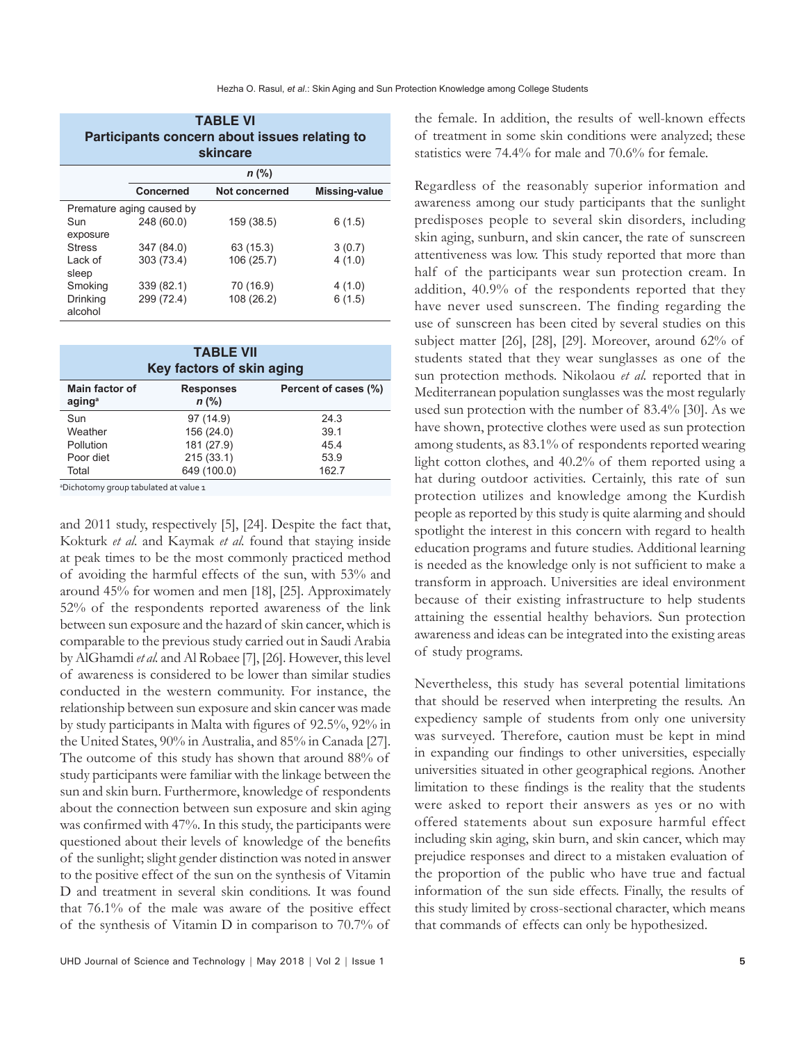**TABLE VI**
**Participants concern about issues relating to skincare**

| | n (%) | | |
|---|---|---|---|
| | Concerned | Not concerned | Missing-value |
| Premature aging caused by | | | |
| Sun exposure | 248 (60.0) | 159 (38.5) | 6 (1.5) |
| Stress | 347 (84.0) | 63 (15.3) | 3 (0.7) |
| Lack of sleep | 303 (73.4) | 106 (25.7) | 4 (1.0) |
| Smoking | 339 (82.1) | 70 (16.9) | 4 (1.0) |
| Drinking alcohol | 299 (72.4) | 108 (26.2) | 6 (1.5) |

**TABLE VII**
**Key factors of skin aging**

| Main factor of aging[a] | Responses n (%) | Percent of cases (%) |
|---|---|---|
| Sun | 97 (14.9) | 24.3 |
| Weather | 156 (24.0) | 39.1 |
| Pollution | 181 (27.9) | 45.4 |
| Poor diet | 215 (33.1) | 53.9 |
| Total | 649 (100.0) | 162.7 |

[a]Dichotomy group tabulated at value 1

and 2011 study, respectively [5], [24]. Despite the fact that, Kokturk *et al.* and Kaymak *et al.* found that staying inside at peak times to be the most commonly practiced method of avoiding the harmful effects of the sun, with 53% and around 45% for women and men [18], [25]. Approximately 52% of the respondents reported awareness of the link between sun exposure and the hazard of skin cancer, which is comparable to the previous study carried out in Saudi Arabia by AlGhamdi *et al.* and Al Robaee [7], [26]. However, this level of awareness is considered to be lower than similar studies conducted in the western community. For instance, the relationship between sun exposure and skin cancer was made by study participants in Malta with figures of 92.5%, 92% in the United States, 90% in Australia, and 85% in Canada [27]. The outcome of this study has shown that around 88% of study participants were familiar with the linkage between the sun and skin burn. Furthermore, knowledge of respondents about the connection between sun exposure and skin aging was confirmed with 47%. In this study, the participants were questioned about their levels of knowledge of the benefits of the sunlight; slight gender distinction was noted in answer to the positive effect of the sun on the synthesis of Vitamin D and treatment in several skin conditions. It was found that 76.1% of the male was aware of the positive effect of the synthesis of Vitamin D in comparison to 70.7% of the female. In addition, the results of well-known effects of treatment in some skin conditions were analyzed; these statistics were 74.4% for male and 70.6% for female.

Regardless of the reasonably superior information and awareness among our study participants that the sunlight predisposes people to several skin disorders, including skin aging, sunburn, and skin cancer, the rate of sunscreen attentiveness was low. This study reported that more than half of the participants wear sun protection cream. In addition, 40.9% of the respondents reported that they have never used sunscreen. The finding regarding the use of sunscreen has been cited by several studies on this subject matter [26], [28], [29]. Moreover, around 62% of students stated that they wear sunglasses as one of the sun protection methods. Nikolaou *et al.* reported that in Mediterranean population sunglasses was the most regularly used sun protection with the number of 83.4% [30]. As we have shown, protective clothes were used as sun protection among students, as 83.1% of respondents reported wearing light cotton clothes, and 40.2% of them reported using a hat during outdoor activities. Certainly, this rate of sun protection utilizes and knowledge among the Kurdish people as reported by this study is quite alarming and should spotlight the interest in this concern with regard to health education programs and future studies. Additional learning is needed as the knowledge only is not sufficient to make a transform in approach. Universities are ideal environment because of their existing infrastructure to help students attaining the essential healthy behaviors. Sun protection awareness and ideas can be integrated into the existing areas of study programs.

Nevertheless, this study has several potential limitations that should be reserved when interpreting the results. An expediency sample of students from only one university was surveyed. Therefore, caution must be kept in mind in expanding our findings to other universities, especially universities situated in other geographical regions. Another limitation to these findings is the reality that the students were asked to report their answers as yes or no with offered statements about sun exposure harmful effect including skin aging, skin burn, and skin cancer, which may prejudice responses and direct to a mistaken evaluation of the proportion of the public who have true and factual information of the sun side effects. Finally, the results of this study limited by cross-sectional character, which means that commands of effects can only be hypothesized.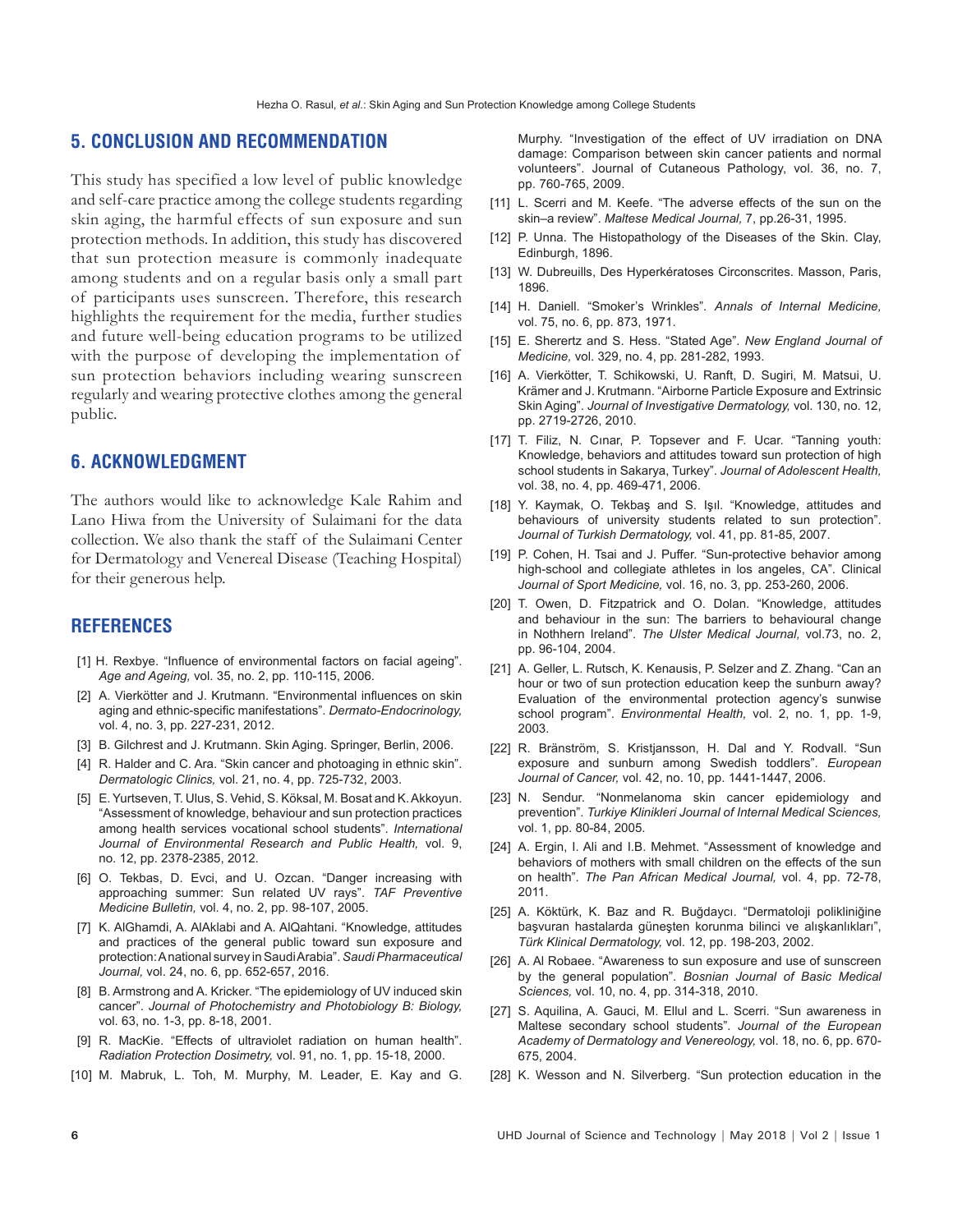## 5. CONCLUSION AND RECOMMENDATION

This study has specified a low level of public knowledge and self-care practice among the college students regarding skin aging, the harmful effects of sun exposure and sun protection methods. In addition, this study has discovered that sun protection measure is commonly inadequate among students and on a regular basis only a small part of participants uses sunscreen. Therefore, this research highlights the requirement for the media, further studies and future well-being education programs to be utilized with the purpose of developing the implementation of sun protection behaviors including wearing sunscreen regularly and wearing protective clothes among the general public.

## 6. ACKNOWLEDGMENT

The authors would like to acknowledge Kale Rahim and Lano Hiwa from the University of Sulaimani for the data collection. We also thank the staff of the Sulaimani Center for Dermatology and Venereal Disease (Teaching Hospital) for their generous help.

## REFERENCES

[1] H. Rexbye. "Influence of environmental factors on facial ageing". *Age and Ageing,* vol. 35, no. 2, pp. 110-115, 2006.

[2] A. Vierkötter and J. Krutmann. "Environmental influences on skin aging and ethnic-specific manifestations". *Dermato-Endocrinology,* vol. 4, no. 3, pp. 227-231, 2012.

[3] B. Gilchrest and J. Krutmann. Skin Aging. Springer, Berlin, 2006.

[4] R. Halder and C. Ara. "Skin cancer and photoaging in ethnic skin". *Dermatologic Clinics,* vol. 21, no. 4, pp. 725-732, 2003.

[5] E. Yurtseven, T. Ulus, S. Vehid, S. Köksal, M. Bosat and K. Akkoyun. "Assessment of knowledge, behaviour and sun protection practices among health services vocational school students". *International Journal of Environmental Research and Public Health,* vol. 9, no. 12, pp. 2378-2385, 2012.

[6] O. Tekbas, D. Evci, and U. Ozcan. "Danger increasing with approaching summer: Sun related UV rays". *TAF Preventive Medicine Bulletin,* vol. 4, no. 2, pp. 98-107, 2005.

[7] K. AlGhamdi, A. AlAklabi and A. AlQahtani. "Knowledge, attitudes and practices of the general public toward sun exposure and protection: A national survey in Saudi Arabia". *Saudi Pharmaceutical Journal,* vol. 24, no. 6, pp. 652-657, 2016.

[8] B. Armstrong and A. Kricker. "The epidemiology of UV induced skin cancer". *Journal of Photochemistry and Photobiology B: Biology,* vol. 63, no. 1-3, pp. 8-18, 2001.

[9] R. MacKie. "Effects of ultraviolet radiation on human health". *Radiation Protection Dosimetry,* vol. 91, no. 1, pp. 15-18, 2000.

[10] M. Mabruk, L. Toh, M. Murphy, M. Leader, E. Kay and G. Murphy. "Investigation of the effect of UV irradiation on DNA damage: Comparison between skin cancer patients and normal volunteers". Journal of Cutaneous Pathology, vol. 36, no. 7, pp. 760-765, 2009.

[11] L. Scerri and M. Keefe. "The adverse effects of the sun on the skin–a review". *Maltese Medical Journal,* 7, pp.26-31, 1995.

[12] P. Unna. The Histopathology of the Diseases of the Skin. Clay, Edinburgh, 1896.

[13] W. Dubreuills, Des Hyperkératoses Circonscrites. Masson, Paris, 1896.

[14] H. Daniell. "Smoker's Wrinkles". *Annals of Internal Medicine,* vol. 75, no. 6, pp. 873, 1971.

[15] E. Sherertz and S. Hess. "Stated Age". *New England Journal of Medicine,* vol. 329, no. 4, pp. 281-282, 1993.

[16] A. Vierkötter, T. Schikowski, U. Ranft, D. Sugiri, M. Matsui, U. Krämer and J. Krutmann. "Airborne Particle Exposure and Extrinsic Skin Aging". *Journal of Investigative Dermatology,* vol. 130, no. 12, pp. 2719-2726, 2010.

[17] T. Filiz, N. Cınar, P. Topsever and F. Ucar. "Tanning youth: Knowledge, behaviors and attitudes toward sun protection of high school students in Sakarya, Turkey". *Journal of Adolescent Health,* vol. 38, no. 4, pp. 469-471, 2006.

[18] Y. Kaymak, O. Tekbaş and S. Işıl. "Knowledge, attitudes and behaviours of university students related to sun protection". *Journal of Turkish Dermatology,* vol. 41, pp. 81-85, 2007.

[19] P. Cohen, H. Tsai and J. Puffer. "Sun-protective behavior among high-school and collegiate athletes in los angeles, CA". Clinical *Journal of Sport Medicine,* vol. 16, no. 3, pp. 253-260, 2006.

[20] T. Owen, D. Fitzpatrick and O. Dolan. "Knowledge, attitudes and behaviour in the sun: The barriers to behavioural change in Nothhern Ireland". *The Ulster Medical Journal,* vol.73, no. 2, pp. 96-104, 2004.

[21] A. Geller, L. Rutsch, K. Kenausis, P. Selzer and Z. Zhang. "Can an hour or two of sun protection education keep the sunburn away? Evaluation of the environmental protection agency's sunwise school program". *Environmental Health,* vol. 2, no. 1, pp. 1-9, 2003.

[22] R. Bränström, S. Kristjansson, H. Dal and Y. Rodvall. "Sun exposure and sunburn among Swedish toddlers". *European Journal of Cancer,* vol. 42, no. 10, pp. 1441-1447, 2006.

[23] N. Sendur. "Nonmelanoma skin cancer epidemiology and prevention". *Turkiye Klinikleri Journal of Internal Medical Sciences,* vol. 1, pp. 80-84, 2005.

[24] A. Ergin, I. Ali and I.B. Mehmet. "Assessment of knowledge and behaviors of mothers with small children on the effects of the sun on health". *The Pan African Medical Journal,* vol. 4, pp. 72-78, 2011.

[25] A. Köktürk, K. Baz and R. Buğdaycı. "Dermatoloji polikliniğine başvuran hastalarda güneşten korunma bilinci ve alışkanlıkları", *Türk Klinical Dermatology,* vol. 12, pp. 198-203, 2002.

[26] A. Al Robaee. "Awareness to sun exposure and use of sunscreen by the general population". *Bosnian Journal of Basic Medical Sciences,* vol. 10, no. 4, pp. 314-318, 2010.

[27] S. Aquilina, A. Gauci, M. Ellul and L. Scerri. "Sun awareness in Maltese secondary school students". *Journal of the European Academy of Dermatology and Venereology,* vol. 18, no. 6, pp. 670-675, 2004.

[28] K. Wesson and N. Silverberg. "Sun protection education in the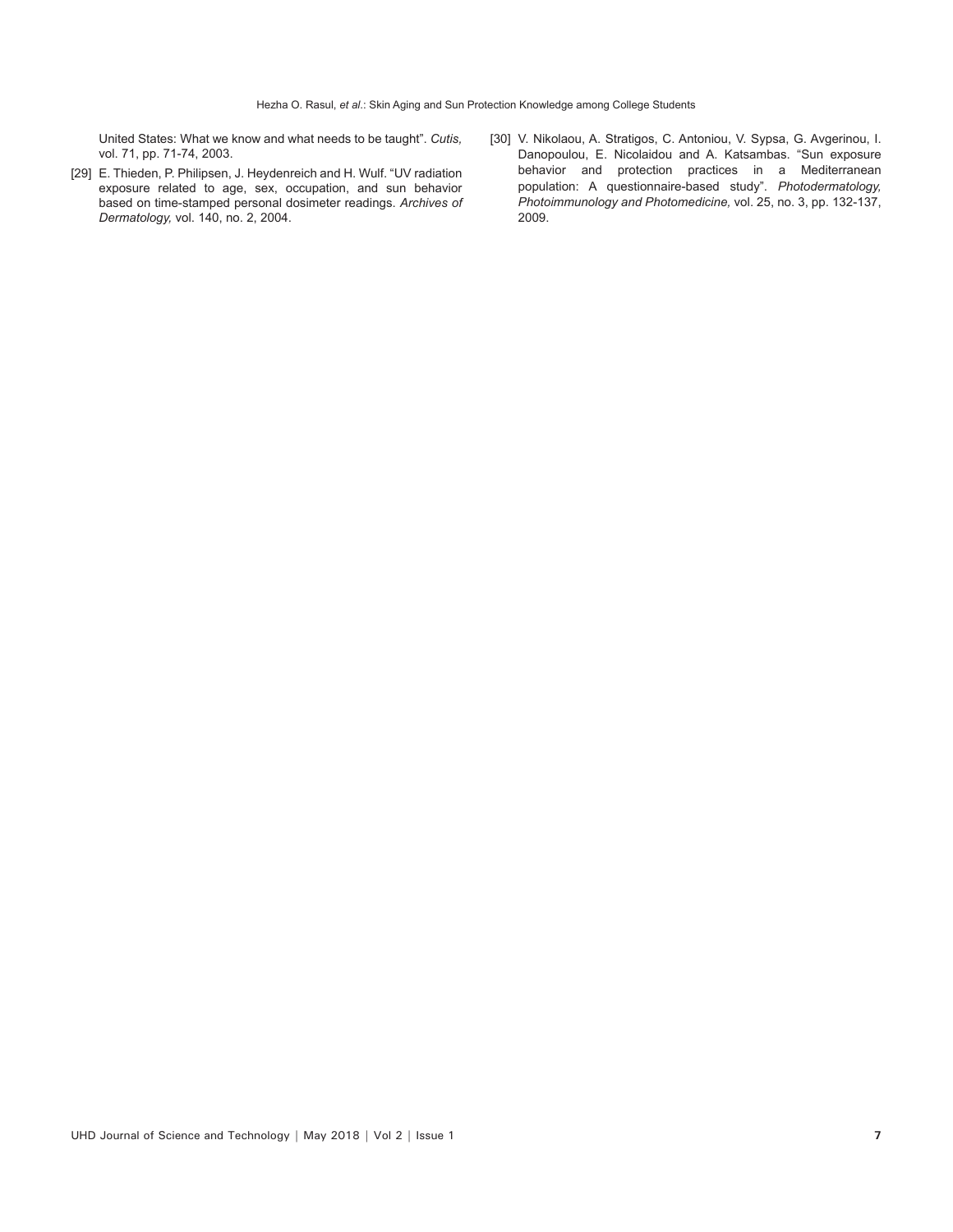United States: What we know and what needs to be taught". *Cutis,* vol. 71, pp. 71-74, 2003.

[29] E. Thieden, P. Philipsen, J. Heydenreich and H. Wulf. "UV radiation exposure related to age, sex, occupation, and sun behavior based on time-stamped personal dosimeter readings. *Archives of Dermatology,* vol. 140, no. 2, 2004.

[30] V. Nikolaou, A. Stratigos, C. Antoniou, V. Sypsa, G. Avgerinou, I. Danopoulou, E. Nicolaidou and A. Katsambas. "Sun exposure behavior and protection practices in a Mediterranean population: A questionnaire-based study". *Photodermatology, Photoimmunology and Photomedicine,* vol. 25, no. 3, pp. 132-137, 2009.